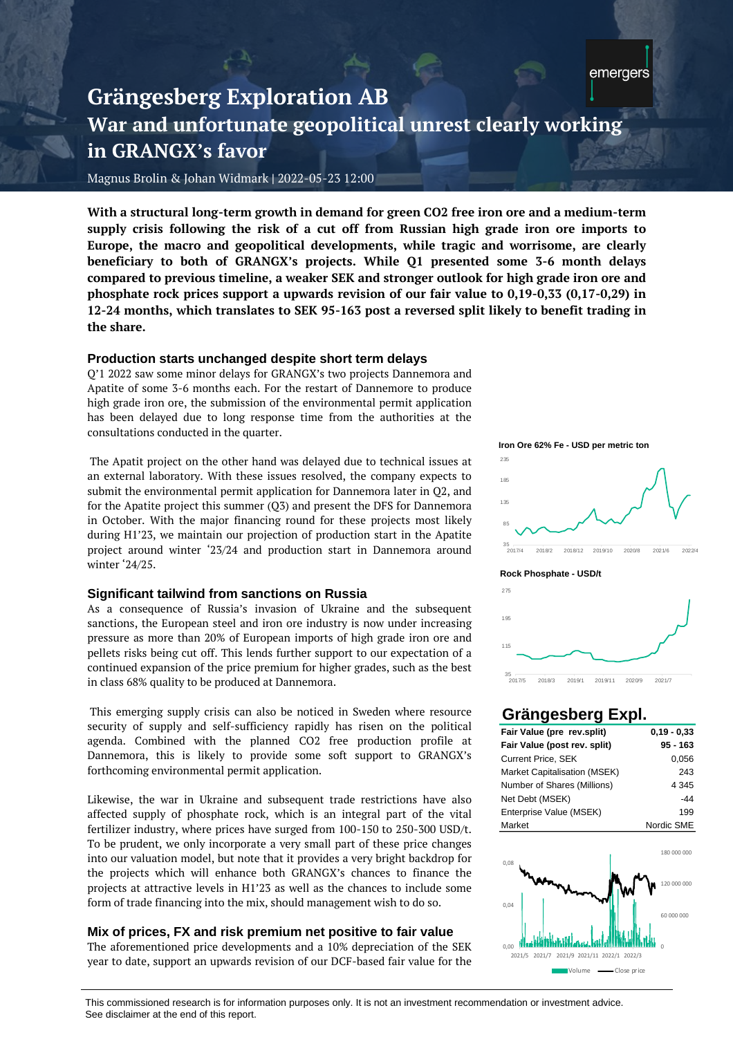# Grängesberg Exploration AB

## War and unfortunate geopolitical unrest clearly working in GRANGX's favor

Magnus Brolin & Johan Widmark | 2022-05-23 12:00

**With a structural long-term growth in demand for green CO2 free iron ore and a medium-term supply crisis following the risk of a cut off from Russian high grade iron ore imports to Europe, the macro and geopolitical developments, while tragic and worrisome, are clearly beneficiary to both of GRANGX's projects. While Q1 presented some 3-6 month delays compared to previous timeline, a weaker SEK and stronger outlook for high grade iron ore and phosphate rock prices support a upwards revision of our fair value to 0,19-0,33 (0,17-0,29) in 12-24 months, which translates to SEK 95-163 post a reversed split likely to benefit trading in the share.**

### Production starts unchanged despite short term delays

Q'1 2022 saw some minor delays for GRANGX's two projects Dannemora and Apatite of some 3-6 months each. For the restart of Dannemore to produce high grade iron ore, the submission of the environmental permit application has been delayed due to long response time from the authorities at the consultations conducted in the quarter.

The Apatit project on the other hand was delayed due to technical issues at an external laboratory. With these issues resolved, the company expects to submit the environmental permit application for Dannemora later in Q2, and for the Apatite project this summer (Q3) and present the DFS for Dannemora in October. With the major financing round for these projects most likely during H1'23, we maintain our projection of production start in the Apatite project around winter '23/24 and production start in Dannemora around winter '24/25.

### Significant tailwind from sanctions on Russia

As a consequence of Russia's invasion of Ukraine and the subsequent sanctions, the European steel and iron ore industry is now under increasing pressure as more than 20% of European imports of high grade iron ore and pellets risks being cut off. This lends further support to our expectation of a continued expansion of the price premium for higher grades, such as the best in class 68% quality to be produced at Dannemora.

This emerging supply crisis can also be noticed in Sweden where resource security of supply and self-sufficiency rapidly has risen on the political agenda. Combined with the planned CO2 free production profile at Dannemora, this is likely to provide some soft support to GRANGX's forthcoming environmental permit application.

Likewise, the war in Ukraine and subsequent trade restrictions have also affected supply of phosphate rock, which is an integral part of the vital fertilizer industry, where prices have surged from 100-150 to 250-300 USD/t. To be prudent, we only incorporate a very small part of these price changes into our valuation model, but note that it provides a very bright backdrop for the projects which will enhance both GRANGX's chances to finance the projects at attractive levels in H1'23 as well as the chances to include some form of trade financing into the mix, should management wish to do so.

### Mix of prices, FX and risk premium net positive to fair value

The aforementioned price developments and a 10% depreciation of the SEK year to date, support an upwards revision of our DCF-based fair value for the

**Iron Ore 62% Fe - USD per metric ton**

**Rock Phosphate - USD/t**

## Grängesberg Expl.

| Fair Value (pre rev.split) | 0,19 - 0,33 |
|---|---|
| Fair Value (post rev. split) | 95 - 163 |
| Current Price, SEK | 0,056 |
| Market Capitalisation (MSEK) | 243 |
| Number of Shares (Millions) | 4 345 |
| Net Debt (MSEK) | -44 |
| Enterprise Value (MSEK) | 199 |
| Market | Nordic SME |

This commissioned research is for information purposes only. It is not an investment recommendation or investment advice. See disclaimer at the end of this report.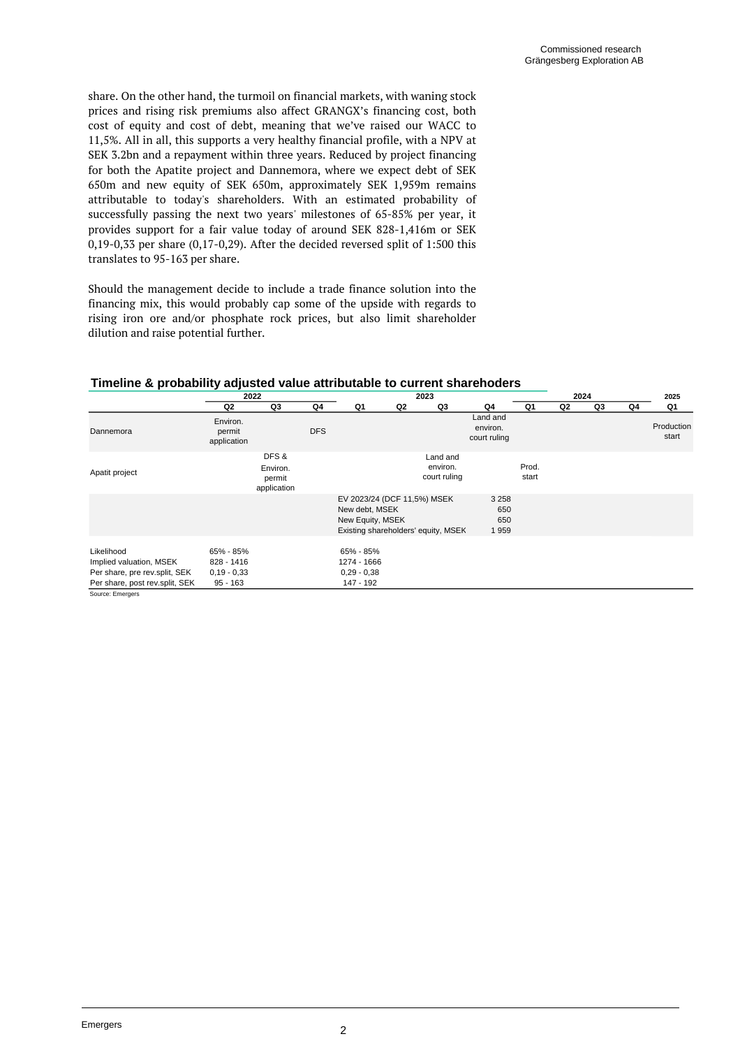share. On the other hand, the turmoil on financial markets, with waning stock prices and rising risk premiums also affect GRANGX's financing cost, both cost of equity and cost of debt, meaning that we've raised our WACC to 11,5%. All in all, this supports a very healthy financial profile, with a NPV at SEK 3.2bn and a repayment within three years. Reduced by project financing for both the Apatite project and Dannemora, where we expect debt of SEK 650m and new equity of SEK 650m, approximately SEK 1,959m remains attributable to today's shareholders. With an estimated probability of successfully passing the next two years' milestones of 65-85% per year, it provides support for a fair value today of around SEK 828-1,416m or SEK 0,19-0,33 per share (0,17-0,29). After the decided reversed split of 1:500 this translates to 95-163 per share.

Should the management decide to include a trade finance solution into the financing mix, this would probably cap some of the upside with regards to rising iron ore and/or phosphate rock prices, but also limit shareholder dilution and raise potential further.

**Timeline & probability adjusted value attributable to current sharehoders**

| | 2022 | | | 2023 | | | | 2024 | | | | 2025 |
|---|---|---|---|---|---|---|---|---|---|---|---|---|
| | Q2 | Q3 | Q4 | Q1 | Q2 | Q3 | Q4 | Q1 | Q2 | Q3 | Q4 | Q1 |
| Dannemora | Environ. permit application | | DFS | | | | Land and environ. court ruling | | | | | Production start |
| Apatit project | | DFS & Environ. permit application | | | | Land and environ. court ruling | | Prod. start | | | | |
| | | | | EV 2023/24 (DCF 11,5%) MSEK | | | 3 258 | | | | | |
| | | | | New debt, MSEK | | | 650 | | | | | |
| | | | | New Equity, MSEK | | | 650 | | | | | |
| | | | | Existing shareholders' equity, MSEK | | | 1 959 | | | | | |
| Likelihood | 65% - 85% | | | 65% - 85% | | | | | | | | |
| Implied valuation, MSEK | 828 - 1416 | | | 1274 - 1666 | | | | | | | | |
| Per share, pre rev.split, SEK | 0,19 - 0,33 | | | 0,29 - 0,38 | | | | | | | | |
| Per share, post rev.split, SEK | 95 - 163 | | | 147 - 192 | | | | | | | | |

Source: Emergers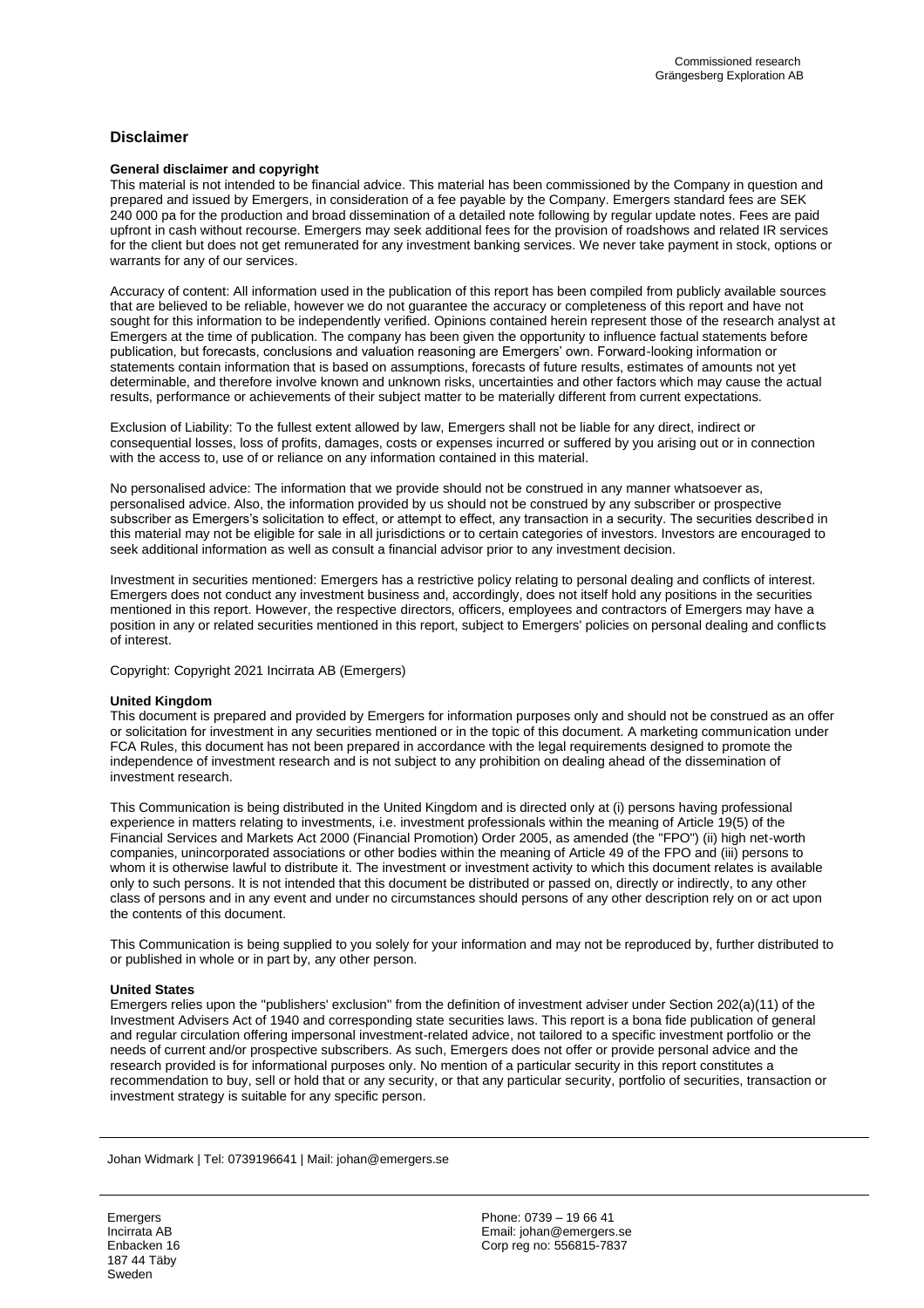## Disclaimer

### General disclaimer and copyright

This material is not intended to be financial advice. This material has been commissioned by the Company in question and prepared and issued by Emergers, in consideration of a fee payable by the Company. Emergers standard fees are SEK 240 000 pa for the production and broad dissemination of a detailed note following by regular update notes. Fees are paid upfront in cash without recourse. Emergers may seek additional fees for the provision of roadshows and related IR services for the client but does not get remunerated for any investment banking services. We never take payment in stock, options or warrants for any of our services.

Accuracy of content: All information used in the publication of this report has been compiled from publicly available sources that are believed to be reliable, however we do not guarantee the accuracy or completeness of this report and have not sought for this information to be independently verified. Opinions contained herein represent those of the research analyst at Emergers at the time of publication. The company has been given the opportunity to influence factual statements before publication, but forecasts, conclusions and valuation reasoning are Emergers' own. Forward-looking information or statements contain information that is based on assumptions, forecasts of future results, estimates of amounts not yet determinable, and therefore involve known and unknown risks, uncertainties and other factors which may cause the actual results, performance or achievements of their subject matter to be materially different from current expectations.

Exclusion of Liability: To the fullest extent allowed by law, Emergers shall not be liable for any direct, indirect or consequential losses, loss of profits, damages, costs or expenses incurred or suffered by you arising out or in connection with the access to, use of or reliance on any information contained in this material.

No personalised advice: The information that we provide should not be construed in any manner whatsoever as, personalised advice. Also, the information provided by us should not be construed by any subscriber or prospective subscriber as Emergers's solicitation to effect, or attempt to effect, any transaction in a security. The securities described in this material may not be eligible for sale in all jurisdictions or to certain categories of investors. Investors are encouraged to seek additional information as well as consult a financial advisor prior to any investment decision.

Investment in securities mentioned: Emergers has a restrictive policy relating to personal dealing and conflicts of interest. Emergers does not conduct any investment business and, accordingly, does not itself hold any positions in the securities mentioned in this report. However, the respective directors, officers, employees and contractors of Emergers may have a position in any or related securities mentioned in this report, subject to Emergers' policies on personal dealing and conflicts of interest.

Copyright: Copyright 2021 Incirrata AB (Emergers)

### United Kingdom

This document is prepared and provided by Emergers for information purposes only and should not be construed as an offer or solicitation for investment in any securities mentioned or in the topic of this document. A marketing communication under FCA Rules, this document has not been prepared in accordance with the legal requirements designed to promote the independence of investment research and is not subject to any prohibition on dealing ahead of the dissemination of investment research.

This Communication is being distributed in the United Kingdom and is directed only at (i) persons having professional experience in matters relating to investments, i.e. investment professionals within the meaning of Article 19(5) of the Financial Services and Markets Act 2000 (Financial Promotion) Order 2005, as amended (the "FPO") (ii) high net-worth companies, unincorporated associations or other bodies within the meaning of Article 49 of the FPO and (iii) persons to whom it is otherwise lawful to distribute it. The investment or investment activity to which this document relates is available only to such persons. It is not intended that this document be distributed or passed on, directly or indirectly, to any other class of persons and in any event and under no circumstances should persons of any other description rely on or act upon the contents of this document.

This Communication is being supplied to you solely for your information and may not be reproduced by, further distributed to or published in whole or in part by, any other person.

### United States

Emergers relies upon the "publishers' exclusion" from the definition of investment adviser under Section 202(a)(11) of the Investment Advisers Act of 1940 and corresponding state securities laws. This report is a bona fide publication of general and regular circulation offering impersonal investment-related advice, not tailored to a specific investment portfolio or the needs of current and/or prospective subscribers. As such, Emergers does not offer or provide personal advice and the research provided is for informational purposes only. No mention of a particular security in this report constitutes a recommendation to buy, sell or hold that or any security, or that any particular security, portfolio of securities, transaction or investment strategy is suitable for any specific person.

Johan Widmark | Tel: 0739196641 | Mail: johan@emergers.se

Emergers
Incirrata AB
Enbacken 16
187 44 Täby
Sweden

Phone: 0739 – 19 66 41
Email: johan@emergers.se
Corp reg no: 556815-7837